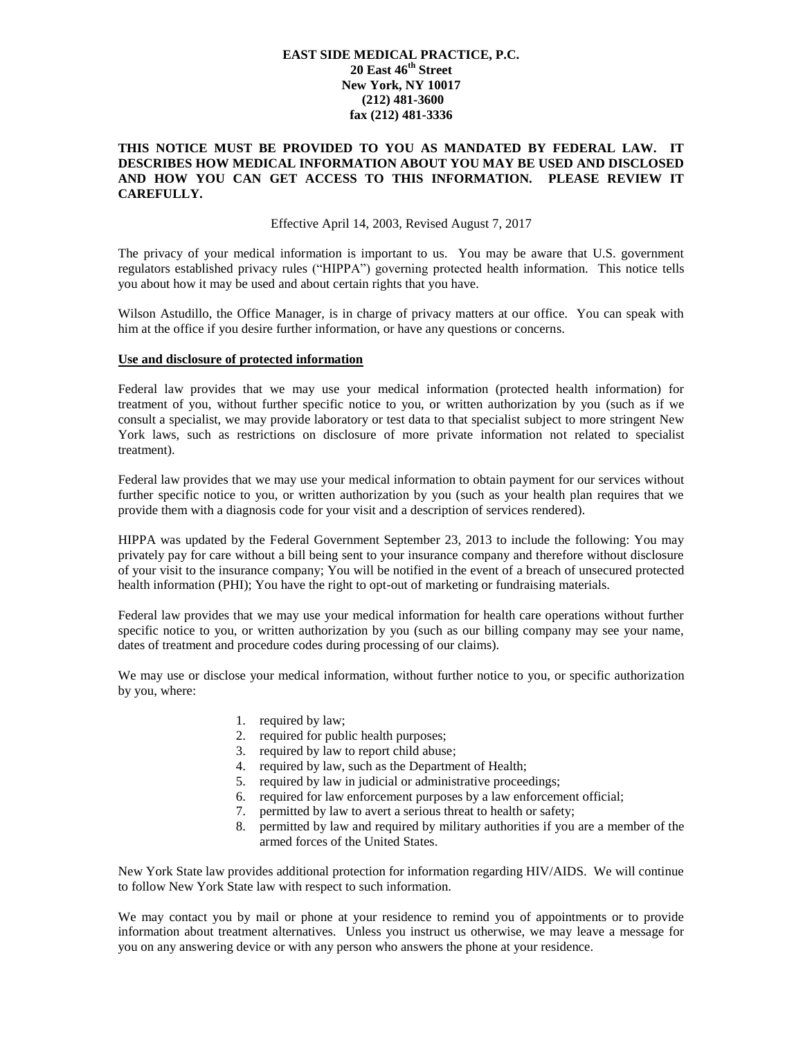**EAST SIDE MEDICAL PRACTICE, P.C.**
**20 East 46th Street**
**New York, NY 10017**
**(212) 481-3600**
**fax (212) 481-3336**

**THIS NOTICE MUST BE PROVIDED TO YOU AS MANDATED BY FEDERAL LAW. IT DESCRIBES HOW MEDICAL INFORMATION ABOUT YOU MAY BE USED AND DISCLOSED AND HOW YOU CAN GET ACCESS TO THIS INFORMATION. PLEASE REVIEW IT CAREFULLY.**

Effective April 14, 2003, Revised August 7, 2017

The privacy of your medical information is important to us. You may be aware that U.S. government regulators established privacy rules ("HIPPA") governing protected health information. This notice tells you about how it may be used and about certain rights that you have.

Wilson Astudillo, the Office Manager, is in charge of privacy matters at our office. You can speak with him at the office if you desire further information, or have any questions or concerns.

**Use and disclosure of protected information**

Federal law provides that we may use your medical information (protected health information) for treatment of you, without further specific notice to you, or written authorization by you (such as if we consult a specialist, we may provide laboratory or test data to that specialist subject to more stringent New York laws, such as restrictions on disclosure of more private information not related to specialist treatment).

Federal law provides that we may use your medical information to obtain payment for our services without further specific notice to you, or written authorization by you (such as your health plan requires that we provide them with a diagnosis code for your visit and a description of services rendered).

HIPPA was updated by the Federal Government September 23, 2013 to include the following: You may privately pay for care without a bill being sent to your insurance company and therefore without disclosure of your visit to the insurance company; You will be notified in the event of a breach of unsecured protected health information (PHI); You have the right to opt-out of marketing or fundraising materials.

Federal law provides that we may use your medical information for health care operations without further specific notice to you, or written authorization by you (such as our billing company may see your name, dates of treatment and procedure codes during processing of our claims).

We may use or disclose your medical information, without further notice to you, or specific authorization by you, where:

1. required by law;
2. required for public health purposes;
3. required by law to report child abuse;
4. required by law, such as the Department of Health;
5. required by law in judicial or administrative proceedings;
6. required for law enforcement purposes by a law enforcement official;
7. permitted by law to avert a serious threat to health or safety;
8. permitted by law and required by military authorities if you are a member of the armed forces of the United States.

New York State law provides additional protection for information regarding HIV/AIDS. We will continue to follow New York State law with respect to such information.

We may contact you by mail or phone at your residence to remind you of appointments or to provide information about treatment alternatives. Unless you instruct us otherwise, we may leave a message for you on any answering device or with any person who answers the phone at your residence.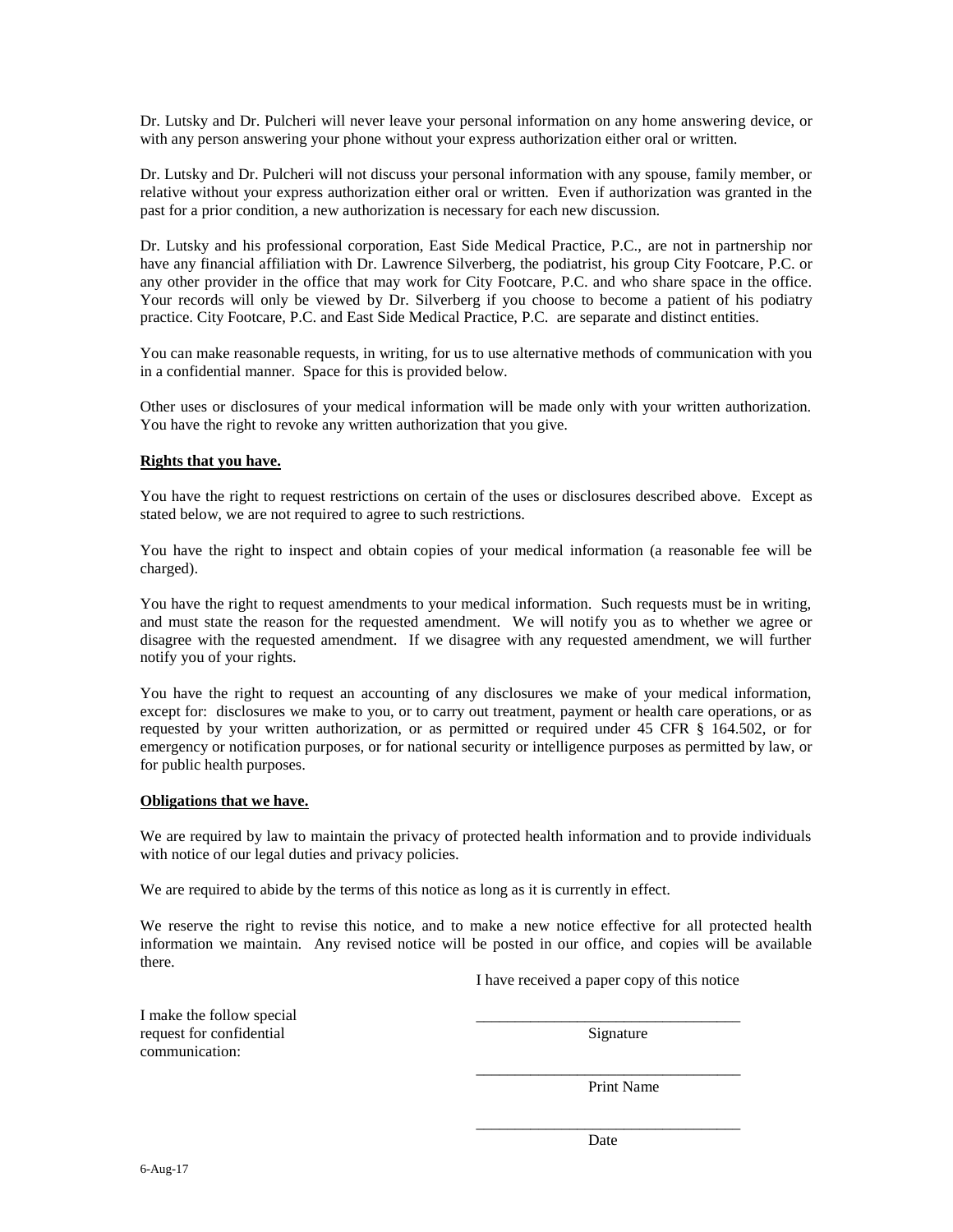Dr. Lutsky and Dr. Pulcheri will never leave your personal information on any home answering device, or with any person answering your phone without your express authorization either oral or written.

Dr. Lutsky and Dr. Pulcheri will not discuss your personal information with any spouse, family member, or relative without your express authorization either oral or written. Even if authorization was granted in the past for a prior condition, a new authorization is necessary for each new discussion.

Dr. Lutsky and his professional corporation, East Side Medical Practice, P.C., are not in partnership nor have any financial affiliation with Dr. Lawrence Silverberg, the podiatrist, his group City Footcare, P.C. or any other provider in the office that may work for City Footcare, P.C. and who share space in the office. Your records will only be viewed by Dr. Silverberg if you choose to become a patient of his podiatry practice. City Footcare, P.C. and East Side Medical Practice, P.C. are separate and distinct entities.

You can make reasonable requests, in writing, for us to use alternative methods of communication with you in a confidential manner. Space for this is provided below.

Other uses or disclosures of your medical information will be made only with your written authorization. You have the right to revoke any written authorization that you give.

**Rights that you have.**

You have the right to request restrictions on certain of the uses or disclosures described above. Except as stated below, we are not required to agree to such restrictions.

You have the right to inspect and obtain copies of your medical information (a reasonable fee will be charged).

You have the right to request amendments to your medical information. Such requests must be in writing, and must state the reason for the requested amendment. We will notify you as to whether we agree or disagree with the requested amendment. If we disagree with any requested amendment, we will further notify you of your rights.

You have the right to request an accounting of any disclosures we make of your medical information, except for: disclosures we make to you, or to carry out treatment, payment or health care operations, or as requested by your written authorization, or as permitted or required under 45 CFR § 164.502, or for emergency or notification purposes, or for national security or intelligence purposes as permitted by law, or for public health purposes.

**Obligations that we have.**

We are required by law to maintain the privacy of protected health information and to provide individuals with notice of our legal duties and privacy policies.

We are required to abide by the terms of this notice as long as it is currently in effect.

We reserve the right to revise this notice, and to make a new notice effective for all protected health information we maintain. Any revised notice will be posted in our office, and copies will be available there.

I have received a paper copy of this notice

I make the follow special request for confidential communication:

\_\_\_\_\_\_\_\_\_\_\_\_\_\_\_\_\_\_\_\_\_\_\_\_\_\_\_\_\_\_\_\_\_\_
Signature

\_\_\_\_\_\_\_\_\_\_\_\_\_\_\_\_\_\_\_\_\_\_\_\_\_\_\_\_\_\_\_\_\_\_
Print Name

\_\_\_\_\_\_\_\_\_\_\_\_\_\_\_\_\_\_\_\_\_\_\_\_\_\_\_\_\_\_\_\_\_\_
Date

6-Aug-17